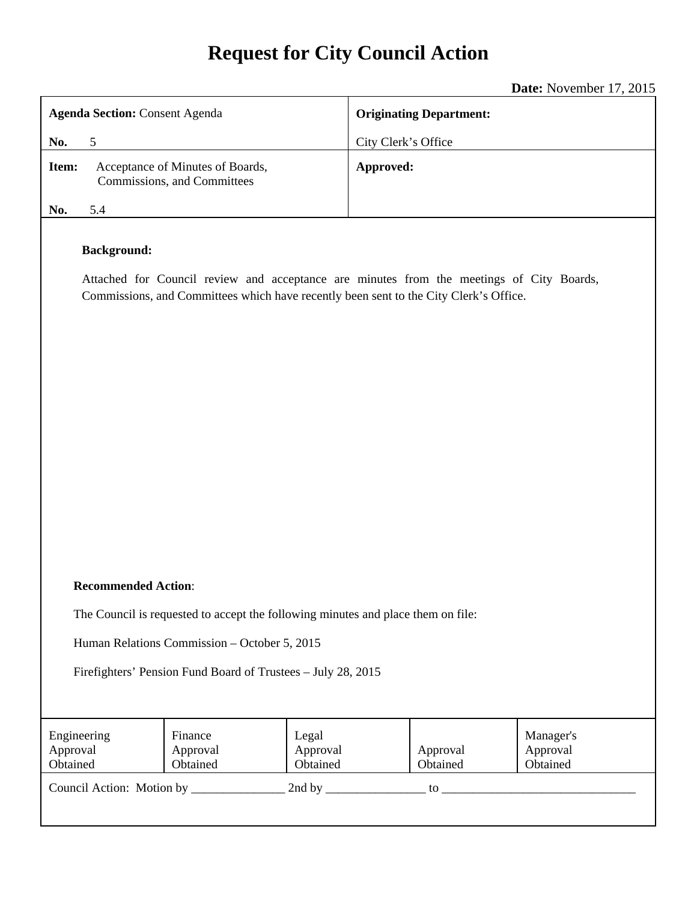# Request for City Council Action

**Date:** November 17, 2015

| **Agenda Section:** Consent Agenda<br>**No.** 5 | **Originating Department:**<br>City Clerk's Office |
|---|---|
| **Item:** Acceptance of Minutes of Boards, Commissions, and Committees<br>**No.** 5.4 | **Approved:** |

**Background:**

Attached for Council review and acceptance are minutes from the meetings of City Boards, Commissions, and Committees which have recently been sent to the City Clerk's Office.

**Recommended Action**:

The Council is requested to accept the following minutes and place them on file:

Human Relations Commission – October 5, 2015

Firefighters' Pension Fund Board of Trustees – July 28, 2015

| Engineering Approval Obtained | Finance Approval Obtained | Legal Approval Obtained | Approval Obtained | Manager's Approval Obtained |
|---|---|---|---|---|

Council Action: Motion by _______________ 2nd by ________________ to _______________________________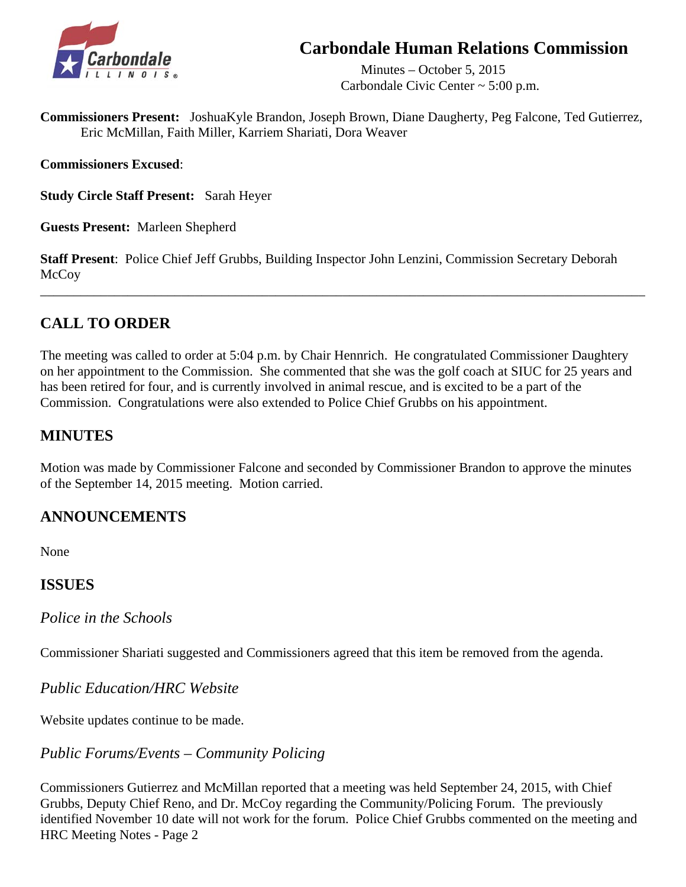# Carbondale Human Relations Commission

Minutes – October 5, 2015
Carbondale Civic Center ~ 5:00 p.m.

**Commissioners Present:** JoshuaKyle Brandon, Joseph Brown, Diane Daugherty, Peg Falcone, Ted Gutierrez, Eric McMillan, Faith Miller, Karriem Shariati, Dora Weaver

**Commissioners Excused**:

**Study Circle Staff Present:** Sarah Heyer

**Guests Present:** Marleen Shepherd

**Staff Present**: Police Chief Jeff Grubbs, Building Inspector John Lenzini, Commission Secretary Deborah McCoy

---

## CALL TO ORDER

The meeting was called to order at 5:04 p.m. by Chair Hennrich. He congratulated Commissioner Daughtery on her appointment to the Commission. She commented that she was the golf coach at SIUC for 25 years and has been retired for four, and is currently involved in animal rescue, and is excited to be a part of the Commission. Congratulations were also extended to Police Chief Grubbs on his appointment.

## MINUTES

Motion was made by Commissioner Falcone and seconded by Commissioner Brandon to approve the minutes of the September 14, 2015 meeting. Motion carried.

## ANNOUNCEMENTS

None

## ISSUES

### *Police in the Schools*

Commissioner Shariati suggested and Commissioners agreed that this item be removed from the agenda.

### *Public Education/HRC Website*

Website updates continue to be made.

### *Public Forums/Events – Community Policing*

Commissioners Gutierrez and McMillan reported that a meeting was held September 24, 2015, with Chief Grubbs, Deputy Chief Reno, and Dr. McCoy regarding the Community/Policing Forum. The previously identified November 10 date will not work for the forum. Police Chief Grubbs commented on the meeting and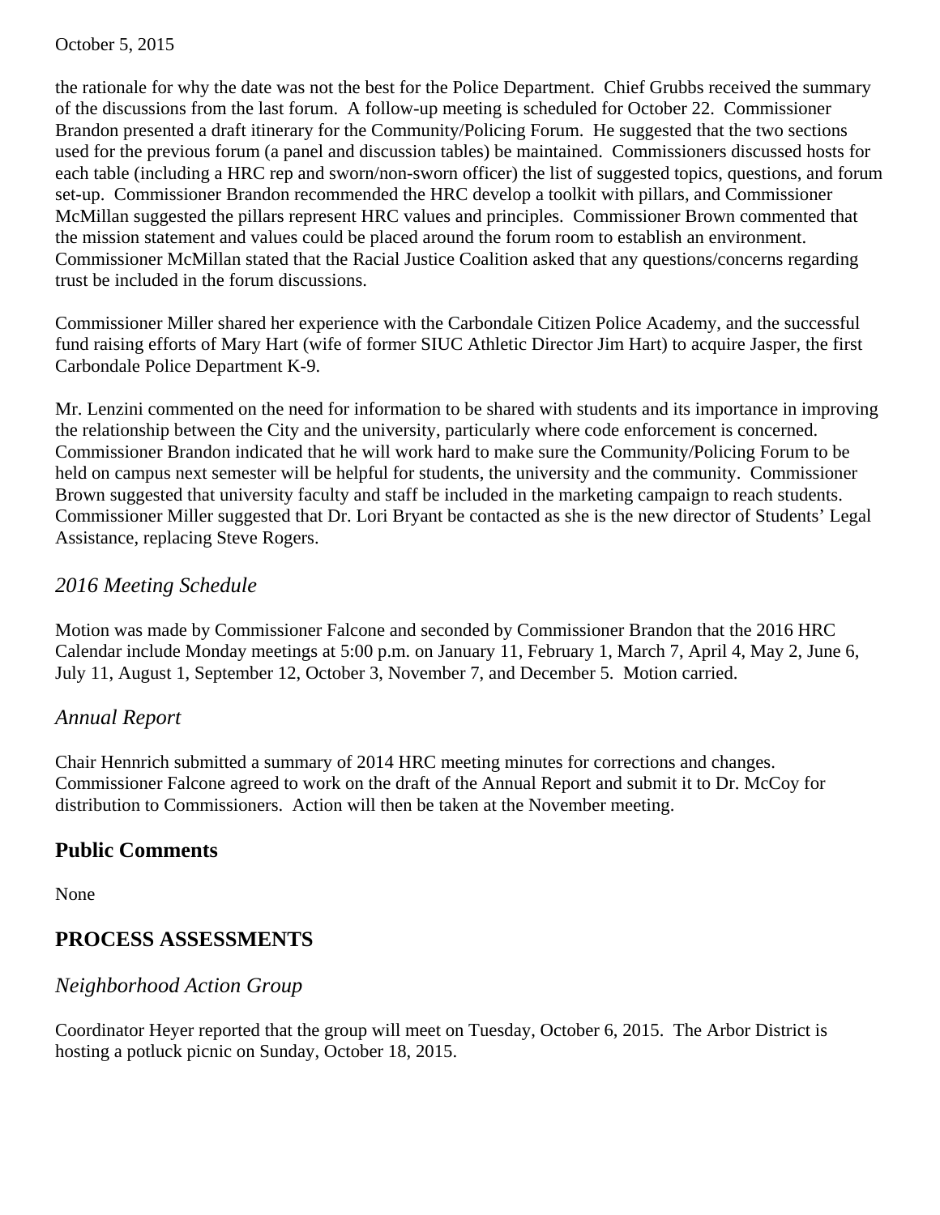the rationale for why the date was not the best for the Police Department. Chief Grubbs received the summary of the discussions from the last forum. A follow-up meeting is scheduled for October 22. Commissioner Brandon presented a draft itinerary for the Community/Policing Forum. He suggested that the two sections used for the previous forum (a panel and discussion tables) be maintained. Commissioners discussed hosts for each table (including a HRC rep and sworn/non-sworn officer) the list of suggested topics, questions, and forum set-up. Commissioner Brandon recommended the HRC develop a toolkit with pillars, and Commissioner McMillan suggested the pillars represent HRC values and principles. Commissioner Brown commented that the mission statement and values could be placed around the forum room to establish an environment. Commissioner McMillan stated that the Racial Justice Coalition asked that any questions/concerns regarding trust be included in the forum discussions.

Commissioner Miller shared her experience with the Carbondale Citizen Police Academy, and the successful fund raising efforts of Mary Hart (wife of former SIUC Athletic Director Jim Hart) to acquire Jasper, the first Carbondale Police Department K-9.

Mr. Lenzini commented on the need for information to be shared with students and its importance in improving the relationship between the City and the university, particularly where code enforcement is concerned. Commissioner Brandon indicated that he will work hard to make sure the Community/Policing Forum to be held on campus next semester will be helpful for students, the university and the community. Commissioner Brown suggested that university faculty and staff be included in the marketing campaign to reach students. Commissioner Miller suggested that Dr. Lori Bryant be contacted as she is the new director of Students' Legal Assistance, replacing Steve Rogers.

### *2016 Meeting Schedule*

Motion was made by Commissioner Falcone and seconded by Commissioner Brandon that the 2016 HRC Calendar include Monday meetings at 5:00 p.m. on January 11, February 1, March 7, April 4, May 2, June 6, July 11, August 1, September 12, October 3, November 7, and December 5. Motion carried.

### *Annual Report*

Chair Hennrich submitted a summary of 2014 HRC meeting minutes for corrections and changes. Commissioner Falcone agreed to work on the draft of the Annual Report and submit it to Dr. McCoy for distribution to Commissioners. Action will then be taken at the November meeting.

## Public Comments

None

## PROCESS ASSESSMENTS

### *Neighborhood Action Group*

Coordinator Heyer reported that the group will meet on Tuesday, October 6, 2015. The Arbor District is hosting a potluck picnic on Sunday, October 18, 2015.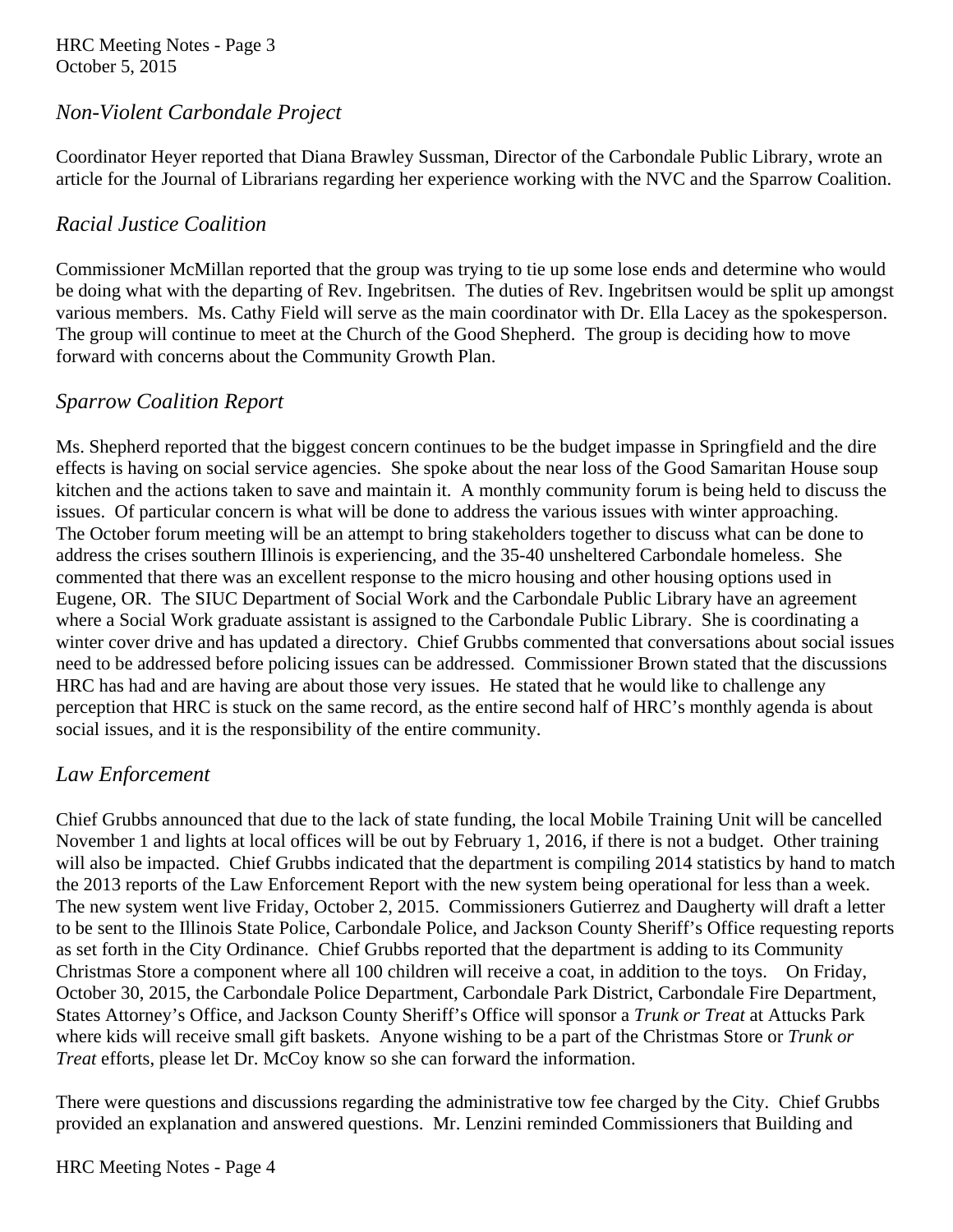## *Non-Violent Carbondale Project*

Coordinator Heyer reported that Diana Brawley Sussman, Director of the Carbondale Public Library, wrote an article for the Journal of Librarians regarding her experience working with the NVC and the Sparrow Coalition.

## *Racial Justice Coalition*

Commissioner McMillan reported that the group was trying to tie up some lose ends and determine who would be doing what with the departing of Rev. Ingebritsen. The duties of Rev. Ingebritsen would be split up amongst various members. Ms. Cathy Field will serve as the main coordinator with Dr. Ella Lacey as the spokesperson. The group will continue to meet at the Church of the Good Shepherd. The group is deciding how to move forward with concerns about the Community Growth Plan.

## *Sparrow Coalition Report*

Ms. Shepherd reported that the biggest concern continues to be the budget impasse in Springfield and the dire effects is having on social service agencies. She spoke about the near loss of the Good Samaritan House soup kitchen and the actions taken to save and maintain it. A monthly community forum is being held to discuss the issues. Of particular concern is what will be done to address the various issues with winter approaching. The October forum meeting will be an attempt to bring stakeholders together to discuss what can be done to address the crises southern Illinois is experiencing, and the 35-40 unsheltered Carbondale homeless. She commented that there was an excellent response to the micro housing and other housing options used in Eugene, OR. The SIUC Department of Social Work and the Carbondale Public Library have an agreement where a Social Work graduate assistant is assigned to the Carbondale Public Library. She is coordinating a winter cover drive and has updated a directory. Chief Grubbs commented that conversations about social issues need to be addressed before policing issues can be addressed. Commissioner Brown stated that the discussions HRC has had and are having are about those very issues. He stated that he would like to challenge any perception that HRC is stuck on the same record, as the entire second half of HRC's monthly agenda is about social issues, and it is the responsibility of the entire community.

## *Law Enforcement*

Chief Grubbs announced that due to the lack of state funding, the local Mobile Training Unit will be cancelled November 1 and lights at local offices will be out by February 1, 2016, if there is not a budget. Other training will also be impacted. Chief Grubbs indicated that the department is compiling 2014 statistics by hand to match the 2013 reports of the Law Enforcement Report with the new system being operational for less than a week. The new system went live Friday, October 2, 2015. Commissioners Gutierrez and Daugherty will draft a letter to be sent to the Illinois State Police, Carbondale Police, and Jackson County Sheriff's Office requesting reports as set forth in the City Ordinance. Chief Grubbs reported that the department is adding to its Community Christmas Store a component where all 100 children will receive a coat, in addition to the toys. On Friday, October 30, 2015, the Carbondale Police Department, Carbondale Park District, Carbondale Fire Department, States Attorney's Office, and Jackson County Sheriff's Office will sponsor a *Trunk or Treat* at Attucks Park where kids will receive small gift baskets. Anyone wishing to be a part of the Christmas Store or *Trunk or Treat* efforts, please let Dr. McCoy know so she can forward the information.

There were questions and discussions regarding the administrative tow fee charged by the City. Chief Grubbs provided an explanation and answered questions. Mr. Lenzini reminded Commissioners that Building and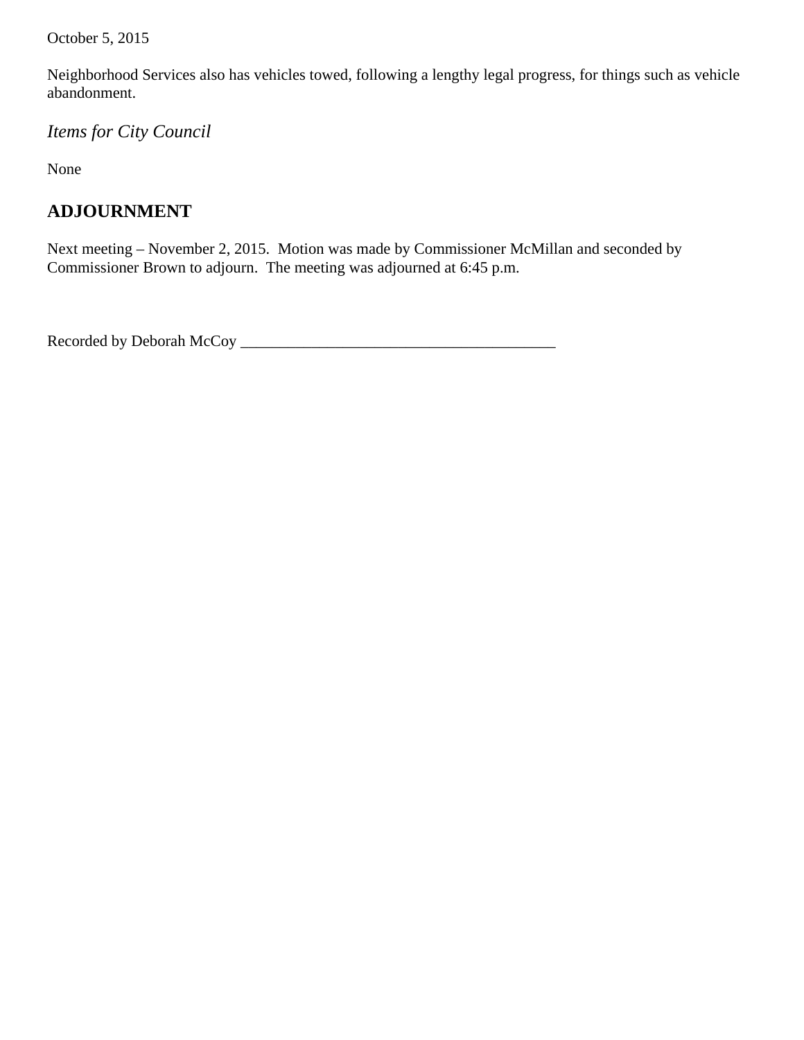Neighborhood Services also has vehicles towed, following a lengthy legal progress, for things such as vehicle abandonment.

*Items for City Council*

None

## ADJOURNMENT

Next meeting – November 2, 2015. Motion was made by Commissioner McMillan and seconded by Commissioner Brown to adjourn. The meeting was adjourned at 6:45 p.m.

Recorded by Deborah McCoy ________________________________________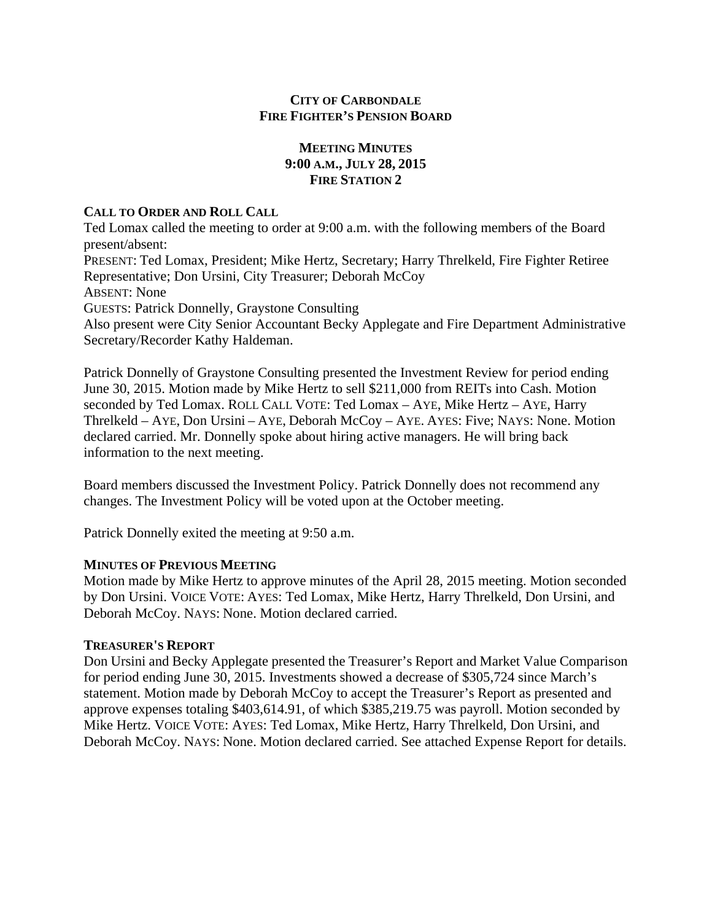**CITY OF CARBONDALE**
**FIRE FIGHTER'S PENSION BOARD**

**MEETING MINUTES**
**9:00 A.M., JULY 28, 2015**
**FIRE STATION 2**

**CALL TO ORDER AND ROLL CALL**

Ted Lomax called the meeting to order at 9:00 a.m. with the following members of the Board present/absent:
PRESENT: Ted Lomax, President; Mike Hertz, Secretary; Harry Threlkeld, Fire Fighter Retiree Representative; Don Ursini, City Treasurer; Deborah McCoy
ABSENT: None
GUESTS: Patrick Donnelly, Graystone Consulting
Also present were City Senior Accountant Becky Applegate and Fire Department Administrative Secretary/Recorder Kathy Haldeman.

Patrick Donnelly of Graystone Consulting presented the Investment Review for period ending June 30, 2015. Motion made by Mike Hertz to sell $211,000 from REITs into Cash. Motion seconded by Ted Lomax. ROLL CALL VOTE: Ted Lomax – AYE, Mike Hertz – AYE, Harry Threlkeld – AYE, Don Ursini – AYE, Deborah McCoy – AYE. AYES: Five; NAYS: None. Motion declared carried. Mr. Donnelly spoke about hiring active managers. He will bring back information to the next meeting.

Board members discussed the Investment Policy. Patrick Donnelly does not recommend any changes. The Investment Policy will be voted upon at the October meeting.

Patrick Donnelly exited the meeting at 9:50 a.m.

**MINUTES OF PREVIOUS MEETING**

Motion made by Mike Hertz to approve minutes of the April 28, 2015 meeting. Motion seconded by Don Ursini. VOICE VOTE: AYES: Ted Lomax, Mike Hertz, Harry Threlkeld, Don Ursini, and Deborah McCoy. NAYS: None. Motion declared carried.

**TREASURER'S REPORT**

Don Ursini and Becky Applegate presented the Treasurer's Report and Market Value Comparison for period ending June 30, 2015. Investments showed a decrease of $305,724 since March's statement. Motion made by Deborah McCoy to accept the Treasurer's Report as presented and approve expenses totaling $403,614.91, of which $385,219.75 was payroll. Motion seconded by Mike Hertz. VOICE VOTE: AYES: Ted Lomax, Mike Hertz, Harry Threlkeld, Don Ursini, and Deborah McCoy. NAYS: None. Motion declared carried. See attached Expense Report for details.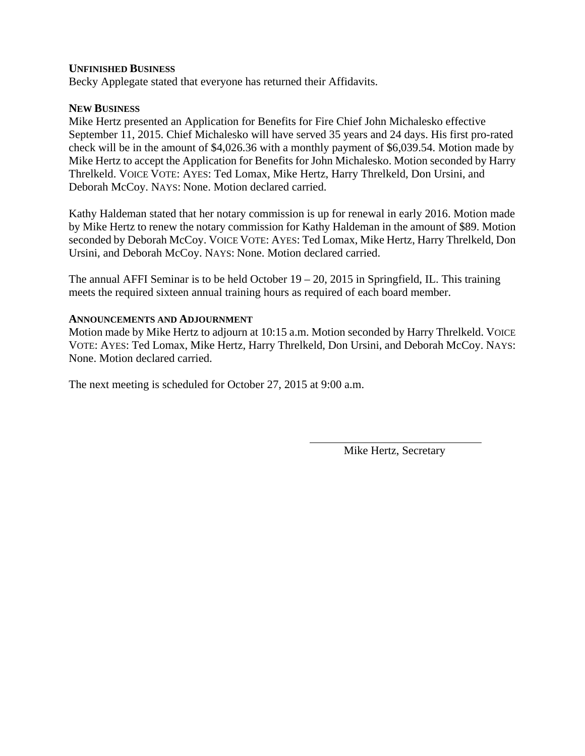**UNFINISHED BUSINESS**
Becky Applegate stated that everyone has returned their Affidavits.

**NEW BUSINESS**
Mike Hertz presented an Application for Benefits for Fire Chief John Michalesko effective September 11, 2015. Chief Michalesko will have served 35 years and 24 days. His first pro-rated check will be in the amount of $4,026.36 with a monthly payment of $6,039.54. Motion made by Mike Hertz to accept the Application for Benefits for John Michalesko. Motion seconded by Harry Threlkeld. VOICE VOTE: AYES: Ted Lomax, Mike Hertz, Harry Threlkeld, Don Ursini, and Deborah McCoy. NAYS: None. Motion declared carried.

Kathy Haldeman stated that her notary commission is up for renewal in early 2016. Motion made by Mike Hertz to renew the notary commission for Kathy Haldeman in the amount of $89. Motion seconded by Deborah McCoy. VOICE VOTE: AYES: Ted Lomax, Mike Hertz, Harry Threlkeld, Don Ursini, and Deborah McCoy. NAYS: None. Motion declared carried.

The annual AFFI Seminar is to be held October 19 – 20, 2015 in Springfield, IL. This training meets the required sixteen annual training hours as required of each board member.

**ANNOUNCEMENTS AND ADJOURNMENT**
Motion made by Mike Hertz to adjourn at 10:15 a.m. Motion seconded by Harry Threlkeld. VOICE VOTE: AYES: Ted Lomax, Mike Hertz, Harry Threlkeld, Don Ursini, and Deborah McCoy. NAYS: None. Motion declared carried.

The next meeting is scheduled for October 27, 2015 at 9:00 a.m.

\_\_\_\_\_\_\_\_\_\_\_\_\_\_\_\_\_\_\_\_\_\_\_\_\_\_\_\_\_\_
Mike Hertz, Secretary